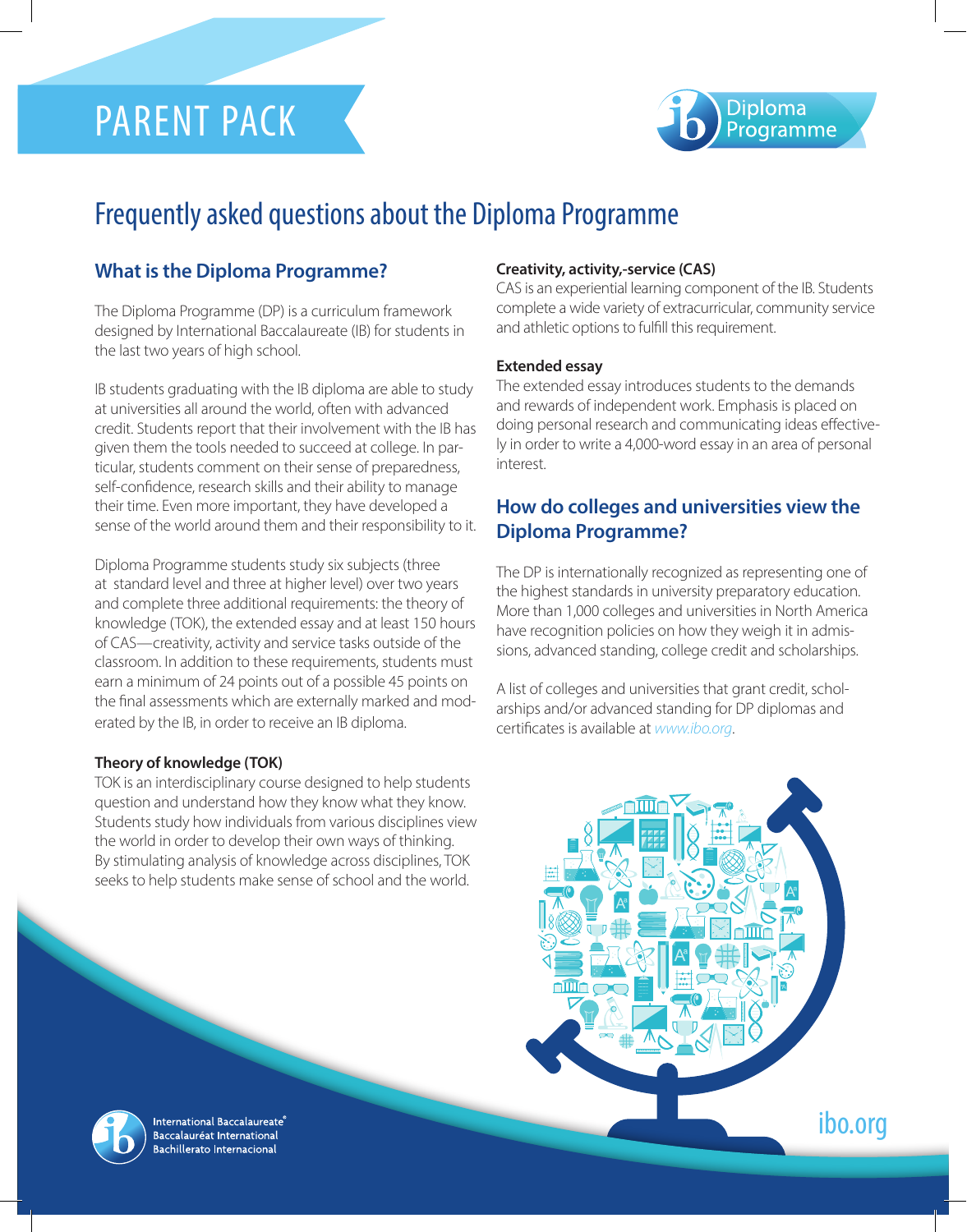# PARENT PACK

Diploma Programme

## Frequently asked questions about the Diploma Programme

### What is the Diploma Programme?

The Diploma Programme (DP) is a curriculum framework designed by International Baccalaureate (IB) for students in the last two years of high school.

IB students graduating with the IB diploma are able to study at universities all around the world, often with advanced credit. Students report that their involvement with the IB has given them the tools needed to succeed at college. In particular, students comment on their sense of preparedness, self-confidence, research skills and their ability to manage their time. Even more important, they have developed a sense of the world around them and their responsibility to it.

Diploma Programme students study six subjects (three at standard level and three at higher level) over two years and complete three additional requirements: the theory of knowledge (TOK), the extended essay and at least 150 hours of CAS—creativity, activity and service tasks outside of the classroom. In addition to these requirements, students must earn a minimum of 24 points out of a possible 45 points on the final assessments which are externally marked and moderated by the IB, in order to receive an IB diploma.

**Theory of knowledge (TOK)**
TOK is an interdisciplinary course designed to help students question and understand how they know what they know. Students study how individuals from various disciplines view the world in order to develop their own ways of thinking. By stimulating analysis of knowledge across disciplines, TOK seeks to help students make sense of school and the world.

**Creativity, activity,-service (CAS)**
CAS is an experiential learning component of the IB. Students complete a wide variety of extracurricular, community service and athletic options to fulfill this requirement.

**Extended essay**
The extended essay introduces students to the demands and rewards of independent work. Emphasis is placed on doing personal research and communicating ideas effectively in order to write a 4,000-word essay in an area of personal interest.

### How do colleges and universities view the Diploma Programme?

The DP is internationally recognized as representing one of the highest standards in university preparatory education. More than 1,000 colleges and universities in North America have recognition policies on how they weigh it in admissions, advanced standing, college credit and scholarships.

A list of colleges and universities that grant credit, scholarships and/or advanced standing for DP diplomas and certificates is available at *www.ibo.org*.

International Baccalaureate®
Baccalauréat International
Bachillerato Internacional

ibo.org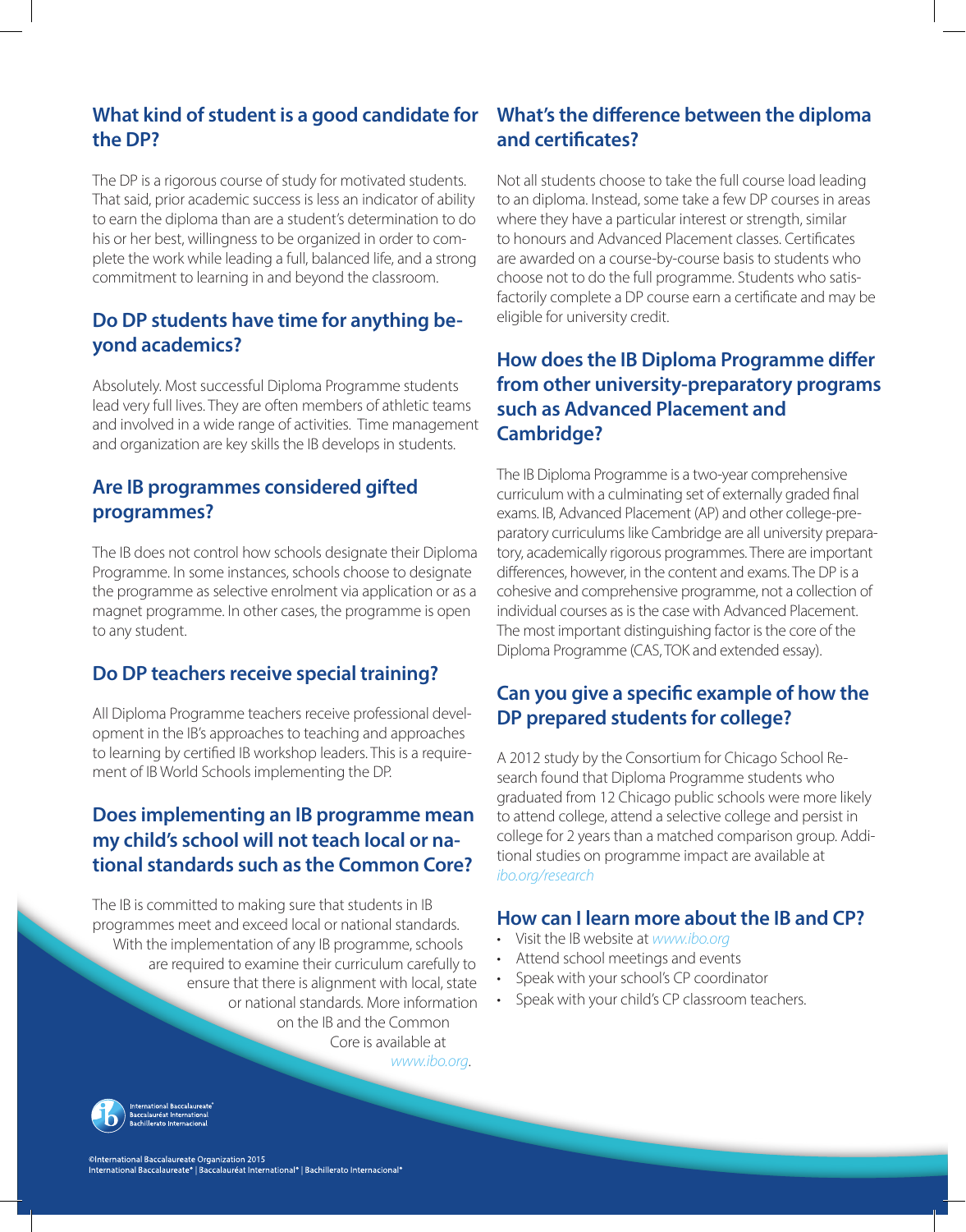## What kind of student is a good candidate for the DP?

The DP is a rigorous course of study for motivated students. That said, prior academic success is less an indicator of ability to earn the diploma than are a student's determination to do his or her best, willingness to be organized in order to complete the work while leading a full, balanced life, and a strong commitment to learning in and beyond the classroom.

## Do DP students have time for anything beyond academics?

Absolutely. Most successful Diploma Programme students lead very full lives. They are often members of athletic teams and involved in a wide range of activities. Time management and organization are key skills the IB develops in students.

## Are IB programmes considered gifted programmes?

The IB does not control how schools designate their Diploma Programme. In some instances, schools choose to designate the programme as selective enrolment via application or as a magnet programme. In other cases, the programme is open to any student.

## Do DP teachers receive special training?

All Diploma Programme teachers receive professional development in the IB's approaches to teaching and approaches to learning by certified IB workshop leaders. This is a requirement of IB World Schools implementing the DP.

## Does implementing an IB programme mean my child's school will not teach local or national standards such as the Common Core?

The IB is committed to making sure that students in IB programmes meet and exceed local or national standards. With the implementation of any IB programme, schools are required to examine their curriculum carefully to ensure that there is alignment with local, state or national standards. More information on the IB and the Common Core is available at *www.ibo.org*.

## What's the difference between the diploma and certificates?

Not all students choose to take the full course load leading to an diploma. Instead, some take a few DP courses in areas where they have a particular interest or strength, similar to honours and Advanced Placement classes. Certificates are awarded on a course-by-course basis to students who choose not to do the full programme. Students who satisfactorily complete a DP course earn a certificate and may be eligible for university credit.

## How does the IB Diploma Programme differ from other university-preparatory programs such as Advanced Placement and Cambridge?

The IB Diploma Programme is a two-year comprehensive curriculum with a culminating set of externally graded final exams. IB, Advanced Placement (AP) and other college-preparatory curriculums like Cambridge are all university preparatory, academically rigorous programmes. There are important differences, however, in the content and exams. The DP is a cohesive and comprehensive programme, not a collection of individual courses as is the case with Advanced Placement. The most important distinguishing factor is the core of the Diploma Programme (CAS, TOK and extended essay).

## Can you give a specific example of how the DP prepared students for college?

A 2012 study by the Consortium for Chicago School Research found that Diploma Programme students who graduated from 12 Chicago public schools were more likely to attend college, attend a selective college and persist in college for 2 years than a matched comparison group. Additional studies on programme impact are available at *ibo.org/research*

## How can I learn more about the IB and CP?

- Visit the IB website at *www.ibo.org*
- Attend school meetings and events
- Speak with your school's CP coordinator
- Speak with your child's CP classroom teachers.

International Baccalaureate® | Baccalauréat International | Bachillerato Internacional

©International Baccalaureate Organization 2015
International Baccalaureate® | Baccalauréat International® | Bachillerato Internacional®